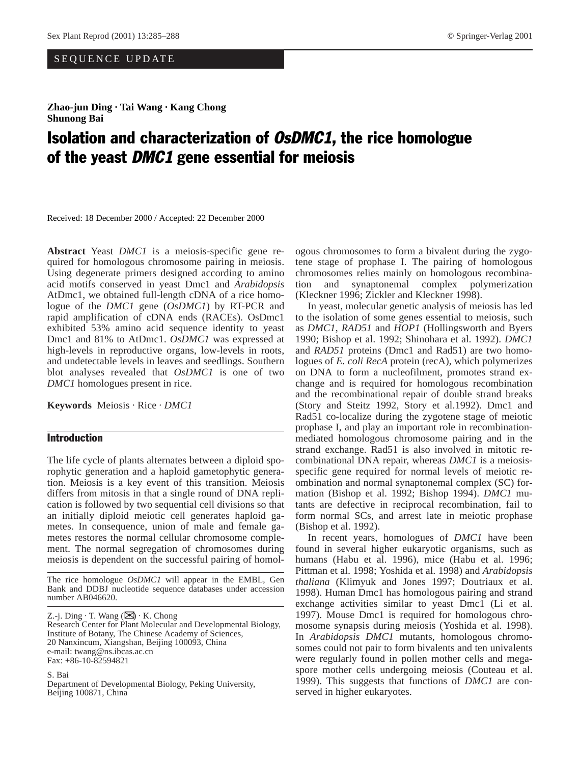SEQUENCE UPDATE

**Zhao-jun Ding · Tai Wang · Kang Chong**
**Shunong Bai**

# Isolation and characterization of *OsDMC1*, the rice homologue of the yeast *DMC1* gene essential for meiosis

Received: 18 December 2000 / Accepted: 22 December 2000

**Abstract** Yeast *DMC1* is a meiosis-specific gene required for homologous chromosome pairing in meiosis. Using degenerate primers designed according to amino acid motifs conserved in yeast Dmc1 and *Arabidopsis* AtDmc1, we obtained full-length cDNA of a rice homologue of the *DMC1* gene (*OsDMC1*) by RT-PCR and rapid amplification of cDNA ends (RACEs). OsDmc1 exhibited 53% amino acid sequence identity to yeast Dmc1 and 81% to AtDmc1. *OsDMC1* was expressed at high-levels in reproductive organs, low-levels in roots, and undetectable levels in leaves and seedlings. Southern blot analyses revealed that *OsDMC1* is one of two *DMC1* homologues present in rice.

**Keywords** Meiosis · Rice · *DMC1*

The rice homologue *OsDMC1* will appear in the EMBL, Gen Bank and DDBJ nucleotide sequence databases under accession number AB046620.

Z.-j. Ding · T. Wang (✉) · K. Chong
Research Center for Plant Molecular and Developmental Biology, Institute of Botany, The Chinese Academy of Sciences, 20 Nanxincum, Xiangshan, Beijing 100093, China
e-mail: twang@ns.ibcas.ac.cn
Fax: +86-10-82594821

S. Bai
Department of Developmental Biology, Peking University, Beijing 100871, China

## Introduction

The life cycle of plants alternates between a diploid sporophytic generation and a haploid gametophytic generation. Meiosis is a key event of this transition. Meiosis differs from mitosis in that a single round of DNA replication is followed by two sequential cell divisions so that an initially diploid meiotic cell generates haploid gametes. In consequence, union of male and female gametes restores the normal cellular chromosome complement. The normal segregation of chromosomes during meiosis is dependent on the successful pairing of homologous chromosomes to form a bivalent during the zygotene stage of prophase I. The pairing of homologous chromosomes relies mainly on homologous recombination and synaptonemal complex polymerization (Kleckner 1996; Zickler and Kleckner 1998).

In yeast, molecular genetic analysis of meiosis has led to the isolation of some genes essential to meiosis, such as *DMC1*, *RAD51* and *HOP1* (Hollingsworth and Byers 1990; Bishop et al. 1992; Shinohara et al. 1992). *DMC1* and *RAD51* proteins (Dmc1 and Rad51) are two homologues of *E. coli RecA* protein (recA), which polymerizes on DNA to form a nucleofilment, promotes strand exchange and is required for homologous recombination and the recombinational repair of double strand breaks (Story and Steitz 1992, Story et al.1992). Dmc1 and Rad51 co-localize during the zygotene stage of meiotic prophase I, and play an important role in recombination-mediated homologous chromosome pairing and in the strand exchange. Rad51 is also involved in mitotic recombinational DNA repair, whereas *DMC1* is a meiosis-specific gene required for normal levels of meiotic reombination and normal synaptonemal complex (SC) formation (Bishop et al. 1992; Bishop 1994). *DMC1* mutants are defective in reciprocal recombination, fail to form normal SCs, and arrest late in meiotic prophase (Bishop et al. 1992).

In recent years, homologues of *DMC1* have been found in several higher eukaryotic organisms, such as humans (Habu et al. 1996), mice (Habu et al. 1996; Pittman et al. 1998; Yoshida et al. 1998) and *Arabidopsis thaliana* (Klimyuk and Jones 1997; Doutriaux et al. 1998). Human Dmc1 has homologous pairing and strand exchange activities similar to yeast Dmc1 (Li et al. 1997). Mouse Dmc1 is required for homologous chromosome synapsis during meiosis (Yoshida et al. 1998). In *Arabidopsis DMC1* mutants, homologous chromosomes could not pair to form bivalents and ten univalents were regularly found in pollen mother cells and megaspore mother cells undergoing meiosis (Couteau et al. 1999). This suggests that functions of *DMC1* are conserved in higher eukaryotes.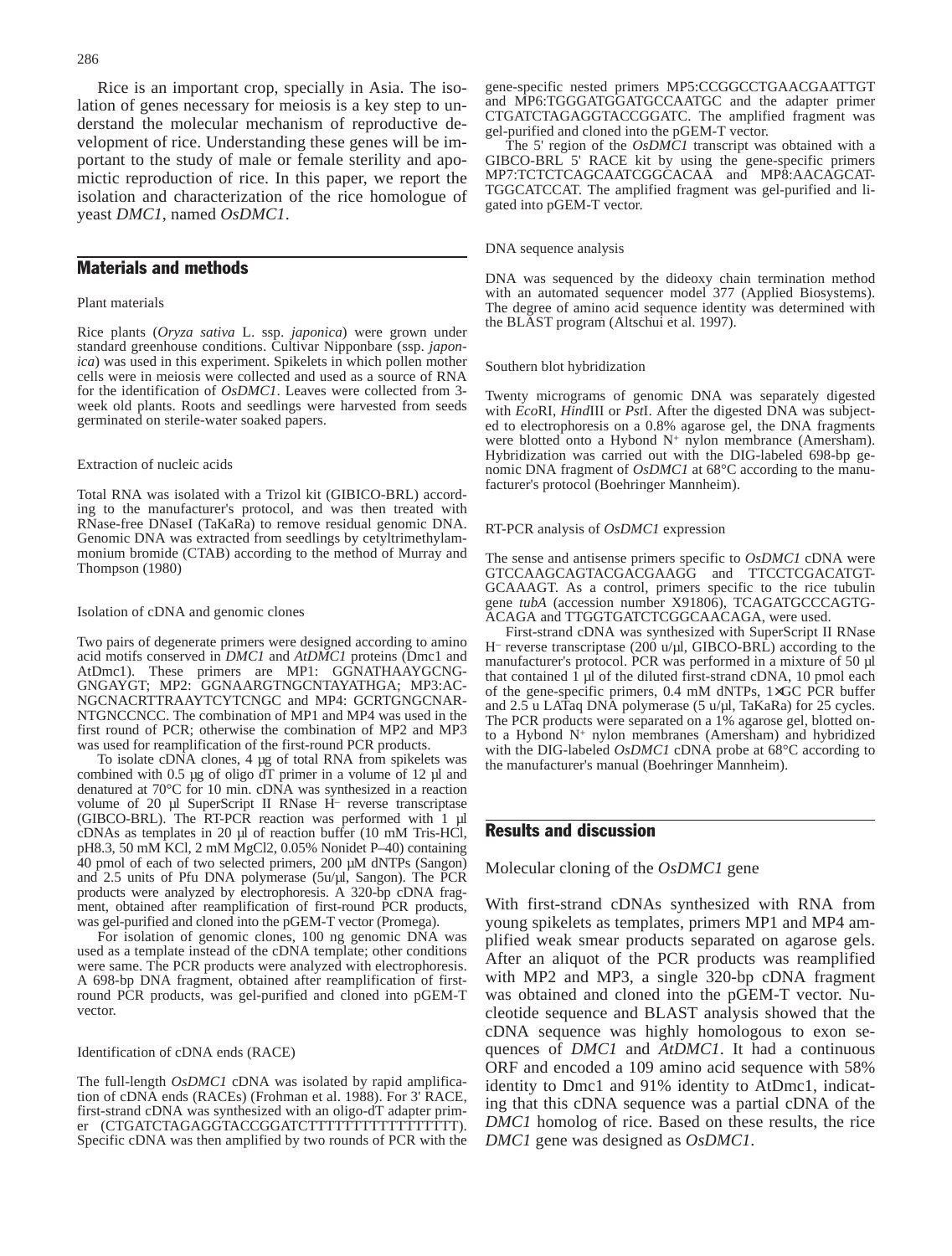Rice is an important crop, specially in Asia. The isolation of genes necessary for meiosis is a key step to understand the molecular mechanism of reproductive development of rice. Understanding these genes will be important to the study of male or female sterility and apomictic reproduction of rice. In this paper, we report the isolation and characterization of the rice homologue of yeast *DMC1*, named *OsDMC1*.

## Materials and methods

### Plant materials

Rice plants (*Oryza sativa* L. ssp. *japonica*) were grown under standard greenhouse conditions. Cultivar Nipponbare (ssp. *japonica*) was used in this experiment. Spikelets in which pollen mother cells were in meiosis were collected and used as a source of RNA for the identification of *OsDMC1*. Leaves were collected from 3-week old plants. Roots and seedlings were harvested from seeds germinated on sterile-water soaked papers.

### Extraction of nucleic acids

Total RNA was isolated with a Trizol kit (GIBICO-BRL) according to the manufacturer's protocol, and was then treated with RNase-free DNaseI (TaKaRa) to remove residual genomic DNA. Genomic DNA was extracted from seedlings by cetyltrimethylammonium bromide (CTAB) according to the method of Murray and Thompson (1980)

### Isolation of cDNA and genomic clones

Two pairs of degenerate primers were designed according to amino acid motifs conserved in *DMC1* and *AtDMC1* proteins (Dmc1 and AtDmc1). These primers are MP1: GGNATHAAYGCNGGNGAYGT; MP2: GGNAARGTNGCNTAYATHGA; MP3:ACNGCNACRTTRAAYTCYTCNGC and MP4: GCRTGNGCNARNTGNCCNCC. The combination of MP1 and MP4 was used in the first round of PCR; otherwise the combination of MP2 and MP3 was used for reamplification of the first-round PCR products.

To isolate cDNA clones, 4 μg of total RNA from spikelets was combined with 0.5 μg of oligo dT primer in a volume of 12 μl and denatured at 70°C for 10 min. cDNA was synthesized in a reaction volume of 20 μl SuperScript II RNase $H^-$ reverse transcriptase (GIBCO-BRL). The RT-PCR reaction was performed with 1 μl cDNAs as templates in 20 μl of reaction buffer (10 mM Tris-HCl, pH8.3, 50 mM KCl, 2 mM MgCl2, 0.05% Nonidet P–40) containing 40 pmol of each of two selected primers, 200 μM dNTPs (Sangon) and 2.5 units of Pfu DNA polymerase (5u/μl, Sangon). The PCR products were analyzed by electrophoresis. A 320-bp cDNA fragment, obtained after reamplification of first-round PCR products, was gel-purified and cloned into the pGEM-T vector (Promega).

For isolation of genomic clones, 100 ng genomic DNA was used as a template instead of the cDNA template; other conditions were same. The PCR products were analyzed with electrophoresis. A 698-bp DNA fragment, obtained after reamplification of first-round PCR products, was gel-purified and cloned into pGEM-T vector.

### Identification of cDNA ends (RACE)

The full-length *OsDMC1* cDNA was isolated by rapid amplification of cDNA ends (RACEs) (Frohman et al. 1988). For 3' RACE, first-strand cDNA was synthesized with an oligo-dT adapter primer (CTGATCTAGAGGTACCGGATCTTTTTTTTTTTTTTTTT). Specific cDNA was then amplified by two rounds of PCR with the gene-specific nested primers MP5:CCGGCCTGAACGAATTGT and MP6:TGGGATGGATGCCAATGC and the adapter primer CTGATCTAGAGGTACCGGATC. The amplified fragment was gel-purified and cloned into the pGEM-T vector.

The 5' region of the *OsDMC1* transcript was obtained with a GIBCO-BRL 5' RACE kit by using the gene-specific primers MP7:TCTCTCAGCAATCGGCACAA and MP8:AACAGCATTGGCATCCAT. The amplified fragment was gel-purified and ligated into pGEM-T vector.

### DNA sequence analysis

DNA was sequenced by the dideoxy chain termination method with an automated sequencer model 377 (Applied Biosystems). The degree of amino acid sequence identity was determined with the BLAST program (Altschui et al. 1997).

### Southern blot hybridization

Twenty micrograms of genomic DNA was separately digested with *Eco*RI, *Hind*III or *Pst*I. After the digested DNA was subjected to electrophoresis on a 0.8% agarose gel, the DNA fragments were blotted onto a Hybond $N^+$ nylon membrance (Amersham). Hybridization was carried out with the DIG-labeled 698-bp genomic DNA fragment of *OsDMC1* at 68°C according to the manufacturer's protocol (Boehringer Mannheim).

### RT-PCR analysis of *OsDMC1* expression

The sense and antisense primers specific to *OsDMC1* cDNA were GTCCAAGCAGTACGACGAAGG and TTCCTCGACATGTGCAAAGT. As a control, primers specific to the rice tubulin gene *tubA* (accession number X91806), TCAGATGCCCAGTGACAGA and TTGGTGATCTCGGCAACAGA, were used.

First-strand cDNA was synthesized with SuperScript II RNase $H^-$ reverse transcriptase (200 u/μl, GIBCO-BRL) according to the manufacturer's protocol. PCR was performed in a mixture of 50 μl that contained 1 μl of the diluted first-strand cDNA, 10 pmol each of the gene-specific primers, 0.4 mM dNTPs, 1×GC PCR buffer and 2.5 u LATaq DNA polymerase (5 u/μl, TaKaRa) for 25 cycles. The PCR products were separated on a 1% agarose gel, blotted onto a Hybond $N^+$ nylon membranes (Amersham) and hybridized with the DIG-labeled *OsDMC1* cDNA probe at 68°C according to the manufacturer's manual (Boehringer Mannheim).

## Results and discussion

### Molecular cloning of the *OsDMC1* gene

With first-strand cDNAs synthesized with RNA from young spikelets as templates, primers MP1 and MP4 amplified weak smear products separated on agarose gels. After an aliquot of the PCR products was reamplified with MP2 and MP3, a single 320-bp cDNA fragment was obtained and cloned into the pGEM-T vector. Nucleotide sequence and BLAST analysis showed that the cDNA sequence was highly homologous to exon sequences of *DMC1* and *AtDMC1*. It had a continuous ORF and encoded a 109 amino acid sequence with 58% identity to Dmc1 and 91% identity to AtDmc1, indicating that this cDNA sequence was a partial cDNA of the *DMC1* homolog of rice. Based on these results, the rice *DMC1* gene was designed as *OsDMC1*.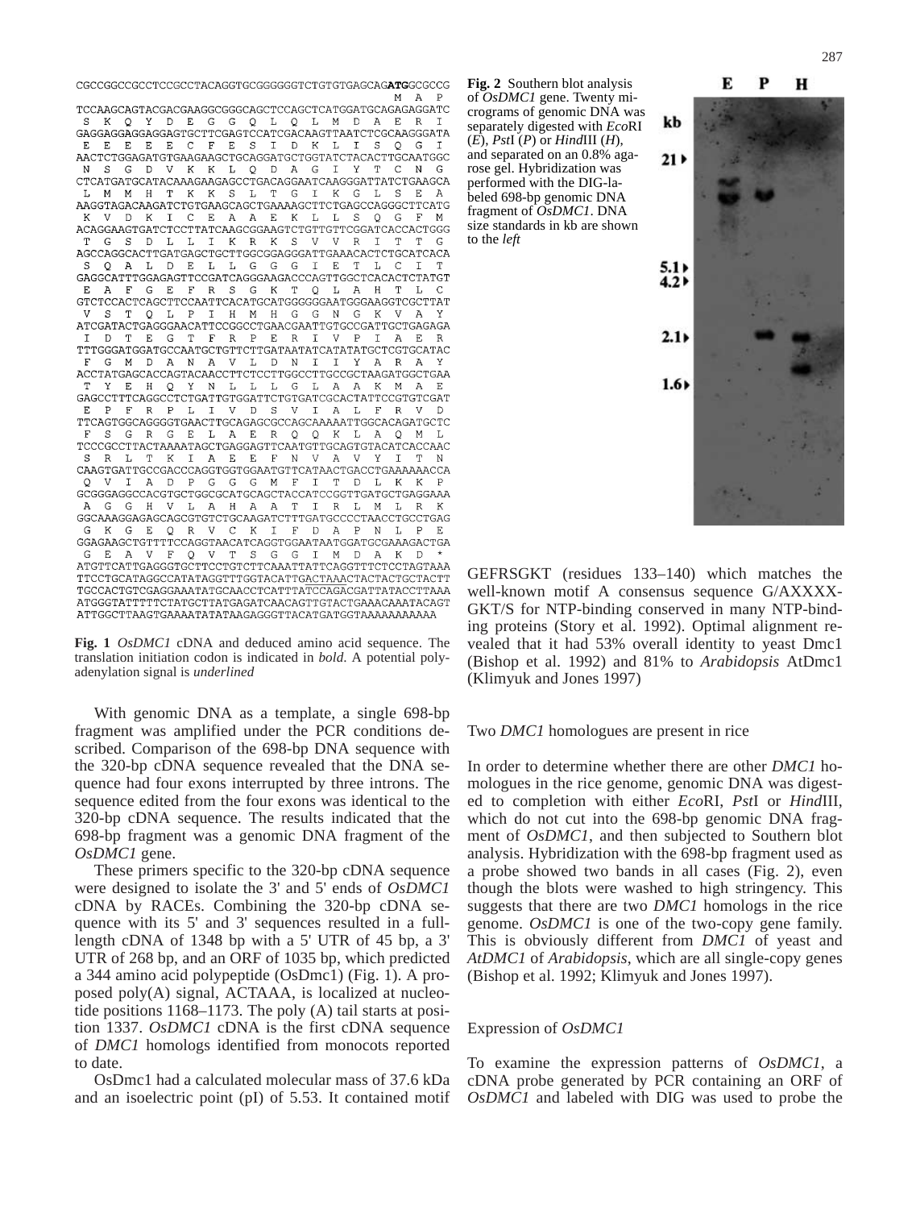```
CGCCGGCCGCCTCCGCCTACAGGTGCGGGGGTCTGTGTGAGCAGATGGCGCCG
                                             M  A  P
TCCAAGCAGTACGACGAAGGCGGGCAGCTCCAGCTCATGGATGCAGAGAGGATC
 S  K  Q  Y  D  E  G  G  Q  L  Q  L  M  D  A  E  R  I
GAGGAGGAGGAGGAGTGCTTCGAGTCCATCGACAAGTTAATCTCGCAAGGGATA
 E  E  E  E  E  C  F  E  S  I  D  K  L  I  S  Q  G  I
AACTCTGGAGATGTGAAGAAGCTGCAGGATGCTGGTATCTACACTTGCAATGGC
 N  S  G  D  V  K  K  L  Q  D  A  G  I  Y  T  C  N  G
CTCATGATGCATACAAAGAAGAGCCTGACAGGAATCAAGGGATTATCTGAAGCA
 L  M  M  H  T  K  K  S  L  T  G  I  K  G  L  S  E  A
AAGGTAGACAAGATCTGTGAAGCAGCTGAAAAGCTTCTGAGCCAGGGCTTCATG
 K  V  D  K  I  C  E  A  A  E  K  L  L  S  Q  G  F  M
ACAGGAAGTGATCTCCTTATCAAGCGGAAGTCTGTTGTTCGGATCACCACTGGG
 T  G  S  D  L  L  I  K  R  K  S  V  V  R  I  T  T  G
AGCCAGGCACTTGATGAGCTGCTTGGCGGAGGGATTGAAACACTCTGCATCACA
 S  Q  A  L  D  E  L  L  G  G  G  I  E  T  L  C  I  T
GAGGCATTTGGAGAGTTCCGATCAGGGAAGACCCAGTTGGCTCACACTCTATGT
 E  A  F  G  E  F  R  S  G  K  T  Q  L  A  H  T  L  C
GTCTCCACTCAGCTTCCAATTCACATGCATGGGGGGAATGGAAAGGTCGCTTAT
 V  S  T  Q  L  P  I  H  M  H  G  G  N  G  K  V  A  Y
ATCGATACTGAGGGAACATTCCGGCCTGAACGAATTGTGCCGATTGCTGAGAGA
 I  D  T  E  G  T  F  R  P  E  R  I  V  P  I  A  E  R
TTTGGGATGGATGCCAATGCTGTTCTTGATAATATCATATATGCTCGTGCATAC
 F  G  M  D  A  N  A  V  L  D  N  I  I  Y  A  R  A  Y
ACCTATGAGCACCAGTACAACCTTCTCCTTGGCCTTGCCGCTAAGATGGCTGAA
 T  Y  E  H  Q  Y  N  L  L  L  G  L  A  A  K  M  A  E
GAGCCTTTCAGGCCTCTGATTGTGGATTCTGTGATCGCACTATTCCGTGTCGAT
 E  P  F  R  P  L  I  V  D  S  V  I  A  L  F  R  V  D
TTCAGTGGCAGGGGTGAACTTGCAGAGCGCCAGCAAAAATTGGCACAGATGCTC
 F  S  G  R  G  E  L  A  E  R  Q  Q  K  L  A  Q  M  L
TCCCGCCTTACTAAAATAGCTGAGGAGTTCAATGTTGCAGTGTACATCACCAAC
 S  R  L  T  K  I  A  E  E  F  N  V  A  V  Y  I  T  N
CAAGTGATTGCCGACCCAGGTGGTGGAATGTTCATAACTGACCTGAAAAAACCA
 Q  V  I  A  D  P  G  G  G  M  F  I  T  D  L  K  K  P
GCGGGAGGCCACGTGCTGGCGCATGCAGCTACCATCCGGTTGATGCTGAGGAAA
 A  G  G  H  V  L  A  H  A  A  T  I  R  L  M  L  R  K
GGCAAAGGAGAGCAGCGTGTCTGCAAGATCTTTGATGCCCCTAACCTGCCTGAG
 G  K  G  E  Q  R  V  C  K  I  F  D  A  P  N  L  P  E
GGAGAAGCTGTTTTCCAGGTAACATCAGGTGGAATAATGGATGCGAAAGACTGA
 G  E  A  V  F  Q  V  T  S  G  G  I  M  D  A  K  D  *
ATGTTCATTGAGGGTGCTTCCTGTCTTCAAATTATTCAGGTTTCTCCTAGTAAA
TTCCTGCATAGGCCATATAGGTTTGGTACATTGACTAAACTACTACTGCTACTT
TGCCACTGTCGAGGAAATATGCAACCTCATTTATCCAGACGATTATACCTTAAA
ATGGGTATTTTTCTATGCTTATGAGATCAACAGTTGTACTGAAACAAATACAGT
ATTGGCTTAAGTGAAAATATATAAGAGGGTTACATGATGGTAAAAAAAAAAA
```

**Fig. 1** *OsDMC1* cDNA and deduced amino acid sequence. The translation initiation codon is indicated in **bold**. A potential polyadenylation signal is underlined

With genomic DNA as a template, a single 698-bp fragment was amplified under the PCR conditions described. Comparison of the 698-bp DNA sequence with the 320-bp cDNA sequence revealed that the DNA sequence had four exons interrupted by three introns. The sequence edited from the four exons was identical to the 320-bp cDNA sequence. The results indicated that the 698-bp fragment was a genomic DNA fragment of the *OsDMC1* gene.

These primers specific to the 320-bp cDNA sequence were designed to isolate the 3' and 5' ends of *OsDMC1* cDNA by RACEs. Combining the 320-bp cDNA sequence with its 5' and 3' sequences resulted in a full-length cDNA of 1348 bp with a 5' UTR of 45 bp, a 3' UTR of 268 bp, and an ORF of 1035 bp, which predicted a 344 amino acid polypeptide (OsDmc1) (Fig. 1). A proposed poly(A) signal, ACTAAA, is localized at nucleotide positions 1168–1173. The poly (A) tail starts at position 1337. *OsDMC1* cDNA is the first cDNA sequence of *DMC1* homologs identified from monocots reported to date.

OsDmc1 had a calculated molecular mass of 37.6 kDa and an isoelectric point (pI) of 5.53. It contained motif GEFRSGKT (residues 133–140) which matches the well-known motif A consensus sequence G/AXXXX-GKT/S for NTP-binding conserved in many NTP-binding proteins (Story et al. 1992). Optimal alignment revealed that it had 53% overall identity to yeast Dmc1 (Bishop et al. 1992) and 81% to *Arabidopsis* AtDmc1 (Klimyuk and Jones 1997)

**Fig. 2** Southern blot analysis of *OsDMC1* gene. Twenty micrograms of genomic DNA was separately digested with *Eco*RI (*E*), *Pst*I (*P*) or *Hind*III (*H*), and separated on an 0.8% agarose gel. Hybridization was performed with the DIG-labeled 698-bp genomic DNA fragment of *OsDMC1*. DNA size standards in kb are shown to the *left*

## Two *DMC1* homologues are present in rice

In order to determine whether there are other *DMC1* homologues in the rice genome, genomic DNA was digested to completion with either *Eco*RI, *Pst*I or *Hind*III, which do not cut into the 698-bp genomic DNA fragment of *OsDMC1*, and then subjected to Southern blot analysis. Hybridization with the 698-bp fragment used as a probe showed two bands in all cases (Fig. 2), even though the blots were washed to high stringency. This suggests that there are two *DMC1* homologs in the rice genome. *OsDMC1* is one of the two-copy gene family. This is obviously different from *DMC1* of yeast and *AtDMC1* of *Arabidopsis*, which are all single-copy genes (Bishop et al. 1992; Klimyuk and Jones 1997).

## Expression of *OsDMC1*

To examine the expression patterns of *OsDMC1*, a cDNA probe generated by PCR containing an ORF of *OsDMC1* and labeled with DIG was used to probe the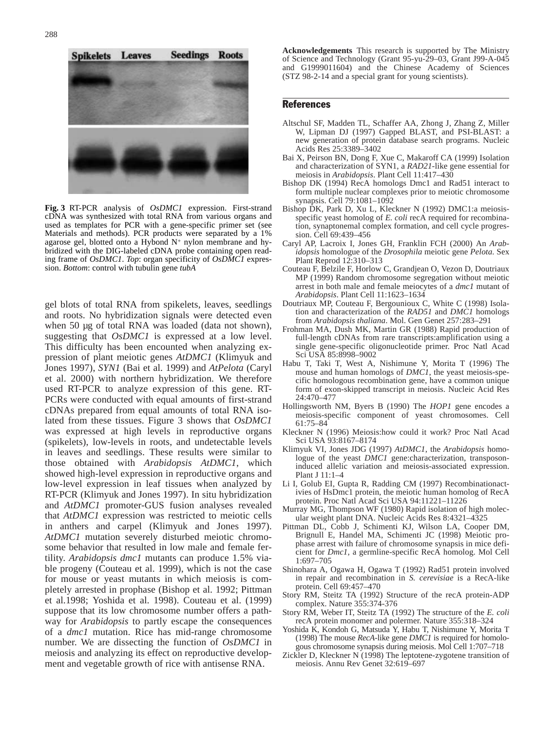Spikelets Leaves Seedings Roots

**Fig. 3** RT-PCR analysis of *OsDMC1* expression. First-strand cDNA was synthesized with total RNA from various organs and used as templates for PCR with a gene-specific primer set (see Materials and methods). PCR products were separated by a 1% agarose gel, blotted onto a Hybond N+ nylon membrane and hybridized with the DIG-labeled cDNA probe containing open reading frame of *OsDMC1*. *Top*: organ specificity of *OsDMC1* expression. *Bottom*: control with tubulin gene *tubA*

gel blots of total RNA from spikelets, leaves, seedlings and roots. No hybridization signals were detected even when 50 µg of total RNA was loaded (data not shown), suggesting that *OsDMC1* is expressed at a low level. This difficulty has been encounted when analyzing expression of plant meiotic genes *AtDMC1* (Klimyuk and Jones 1997), *SYN1* (Bai et al. 1999) and *AtPelota* (Caryl et al. 2000) with northern hybridization. We therefore used RT-PCR to analyze expression of this gene. RT-PCRs were conducted with equal amounts of first-strand cDNAs prepared from equal amounts of total RNA isolated from these tissues. Figure 3 shows that *OsDMC1* was expressed at high levels in reproductive organs (spikelets), low-levels in roots, and undetectable levels in leaves and seedlings. These results were similar to those obtained with *Arabidopsis AtDMC1*, which showed high-level expression in reproductive organs and low-level expression in leaf tissues when analyzed by RT-PCR (Klimyuk and Jones 1997). In situ hybridization and *AtDMC1* promoter-GUS fusion analyses revealed that *AtDMC1* expression was restricted to meiotic cells in anthers and carpel (Klimyuk and Jones 1997). *AtDMC1* mutation severely disturbed meiotic chromosome behavior that resulted in low male and female fertility. *Arabidopsis dmc1* mutants can produce 1.5% viable progeny (Couteau et al. 1999), which is not the case for mouse or yeast mutants in which meiosis is completely arrested in prophase (Bishop et al. 1992; Pittman et al.1998; Yoshida et al. 1998). Couteau et al. (1999) suppose that its low chromosome number offers a pathway for *Arabidopsis* to partly escape the consequences of a *dmc1* mutation. Rice has mid-range chromosome number. We are dissecting the function of *OsDMC1* in meiosis and analyzing its effect on reproductive development and vegetable growth of rice with antisense RNA.

**Acknowledgements** This research is supported by The Ministry of Science and Technology (Grant 95-yu-29–03, Grant J99-A-045 and G1999011604) and the Chinese Academy of Sciences (STZ 98-2-14 and a special grant for young scientists).

## References

Altschul SF, Madden TL, Schaffer AA, Zhong J, Zhang Z, Miller W, Lipman DJ (1997) Gapped BLAST, and PSI-BLAST: a new generation of protein database search programs. Nucleic Acids Res 25:3389–3402

Bai X, Peirson BN, Dong F, Xue C, Makaroff CA (1999) Isolation and characterization of SYN1, a *RAD21*-like gene essential for meiosis in *Arabidopsis*. Plant Cell 11:417–430

Bishop DK (1994) RecA homologs Dmc1 and Rad51 interact to form multiple nuclear complexes prior to meiotic chromosome synapsis. Cell 79:1081–1092

Bishop DK, Park D, Xu L, Kleckner N (1992) DMC1:a meiosis-specific yeast homolog of *E. coli* recA required for recombination, synaptonemal complex formation, and cell cycle progression. Cell 69:439–456

Caryl AP, Lacroix I, Jones GH, Franklin FCH (2000) An *Arabidopsis* homologue of the *Drosophila* meiotic gene *Pelota*. Sex Plant Reprod 12:310–313

Couteau F, Belzile F, Horlow C, Grandjean O, Vezon D, Doutriaux MP (1999) Random chromosome segregation without meiotic arrest in both male and female meiocytes of a *dmc1* mutant of *Arabidopsis*. Plant Cell 11:1623–1634

Doutriaux MP, Couteau F, Bergounioux C, White C (1998) Isolation and characterization of the *RAD51* and *DMC1* homologs from *Arabidopsis thaliana*. Mol. Gen Genet 257:283–291

Frohman MA, Dush MK, Martin GR (1988) Rapid production of full-length cDNAs from rare transcripts:amplification using a single gene-specific oligonucleotide primer. Proc Natl Acad Sci USA 85:8998–9002

Habu T, Taki T, West A, Nishimune Y, Morita T (1996) The mouse and human homologs of *DMC1*, the yeast meiosis-specific homologous recombination gene, have a common unique form of exon-skipped transcript in meiosis. Nucleic Acid Res 24:470–477

Hollingsworth NM, Byers B (1990) The *HOP1* gene encodes a meiosis-specific component of yeast chromosomes. Cell 61:75–84

Kleckner N (1996) Meiosis:how could it work? Proc Natl Acad Sci USA 93:8167–8174

Klimyuk VI, Jones JDG (1997) *AtDMC1*, the *Arabidopsis* homologue of the yeast *DMC1* gene:characterization, transposon-induced allelic variation and meiosis-associated expression. Plant J 11:1–4

Li I, Golub EI, Gupta R, Radding CM (1997) Recombinationactivies of HsDmc1 protein, the meiotic human homolog of RecA protein. Proc Natl Acad Sci USA 94:11221–11226

Murray MG, Thompson WF (1980) Rapid isolation of high molecular weight plant DNA. Nucleic Acids Res 8:4321–4325

Pittman DL, Cobb J, Schimenti KJ, Wilson LA, Cooper DM, Brignull E, Handel MA, Schimenti JC (1998) Meiotic prophase arrest with failure of chromosome synapsis in mice deficient for *Dmc1*, a germline-specific RecA homolog. Mol Cell 1:697–705

Shinohara A, Ogawa H, Ogawa T (1992) Rad51 protein involved in repair and recombination in *S. cerevisiae* is a RecA-like protein. Cell 69:457–470

Story RM, Steitz TA (1992) Structure of the recA protein-ADP complex. Nature 355:374-376

Story RM, Weber IT, Steitz TA (1992) The structure of the *E. coli* recA protein monomer and polermer. Nature 355:318–324

Yoshida K, Kondoh G, Matsuda Y, Habu T, Nishimune Y, Morita T (1998) The mouse *RecA*-like gene *DMC1* is required for homologous chromosome synapsis during meiosis. Mol Cell 1:707–718

Zickler D, Kleckner N (1998) The leptotene-zygotene transition of meiosis. Annu Rev Genet 32:619–697